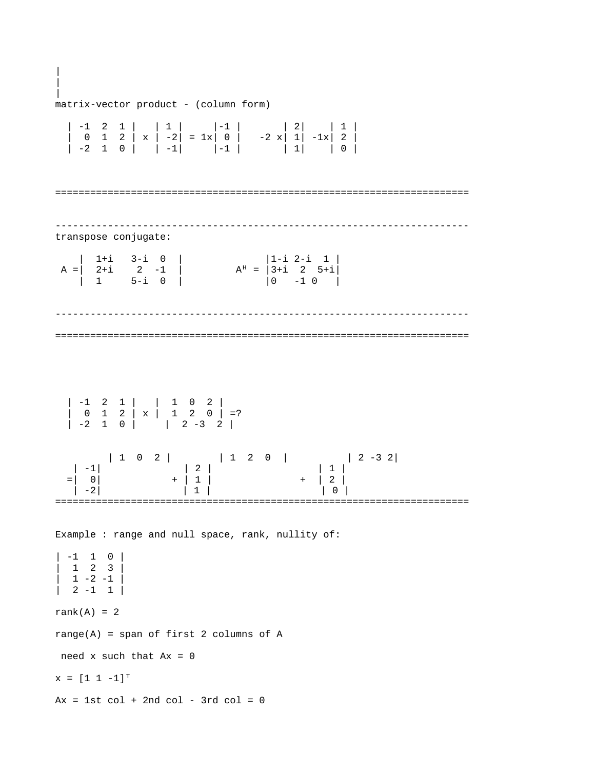|
|
|

matrix-vector product - (column form)

$$\begin{bmatrix} -1 & 2 & 1 \\ 0 & 1 & 2 \\ -2 & 1 & 0 \end{bmatrix} \times \begin{bmatrix} 1 \\ -2 \\ -1 \end{bmatrix} = 1 \times \begin{bmatrix} -1 \\ 0 \\ -1 \end{bmatrix} \; -2 \times \begin{bmatrix} 2 \\ 1 \\ 1 \end{bmatrix} \; -1 \times \begin{bmatrix} 1 \\ 2 \\ 0 \end{bmatrix}$$

========================================================================

------------------------------------------------------------------------

transpose conjugate:

$$A = \begin{bmatrix} 1+i & 3-i & 0 \\ 2+i & 2 & -1 \\ 1 & 5-i & 0 \end{bmatrix} \qquad A^H = \begin{bmatrix} 1-i & 2-i & 1 \\ 3+i & 2 & 5+i \\ 0 & -1 & 0 \end{bmatrix}$$

------------------------------------------------------------------------

========================================================================

$$\begin{bmatrix} -1 & 2 & 1 \\ 0 & 1 & 2 \\ -2 & 1 & 0 \end{bmatrix} \times \begin{bmatrix} 1 & 0 & 2 \\ 1 & 2 & 0 \\ 2 & -3 & 2 \end{bmatrix} = ?$$

$$= \begin{bmatrix} -1 \\ 0 \\ -2 \end{bmatrix} \begin{bmatrix} 1 & 0 & 2 \end{bmatrix} + \begin{bmatrix} 2 \\ 1 \\ 1 \end{bmatrix} \begin{bmatrix} 1 & 2 & 0 \end{bmatrix} + \begin{bmatrix} 1 \\ 2 \\ 0 \end{bmatrix} \begin{bmatrix} 2 & -3 & 2 \end{bmatrix}$$

========================================================================

Example : range and null space, rank, nullity of:

$$\begin{bmatrix} -1 & 1 & 0 \\ 1 & 2 & 3 \\ 1 & -2 & -1 \\ 2 & -1 & 1 \end{bmatrix}$$

rank(A) = 2

range(A) = span of first 2 columns of A

need x such that Ax = 0

$x = [1 \; 1 \; -1]^T$

Ax = 1st col + 2nd col - 3rd col = 0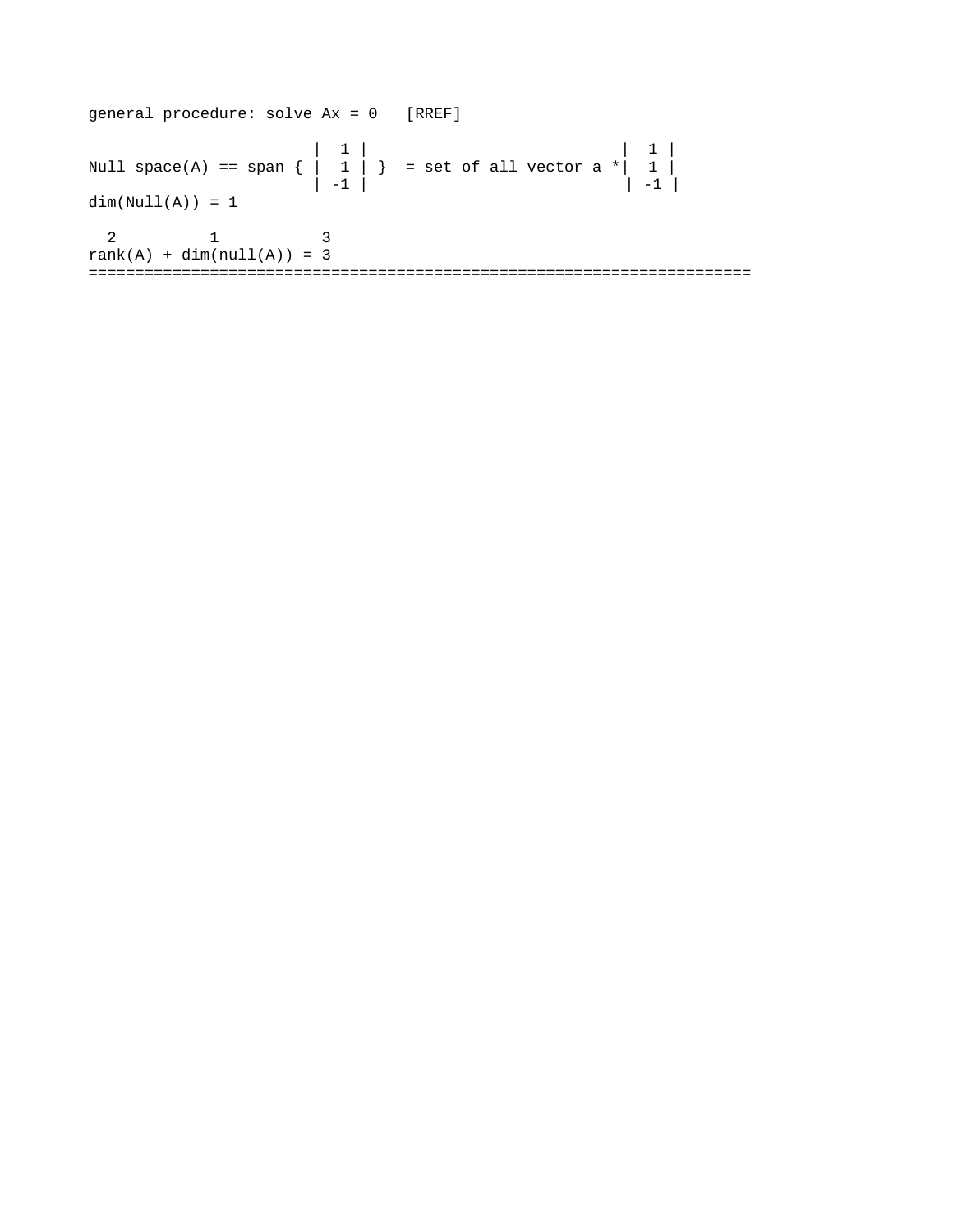general procedure: solve Ax = 0   [RREF]

$$\text{Null space}(A) == \text{span}\left\{ \begin{pmatrix} 1 \\ 1 \\ -1 \end{pmatrix} \right\} = \text{set of all vector } a * \begin{pmatrix} 1 \\ 1 \\ -1 \end{pmatrix}$$

dim(Null(A)) = 1

```
  2          1           3
rank(A) + dim(null(A)) = 3
```

====================================================================